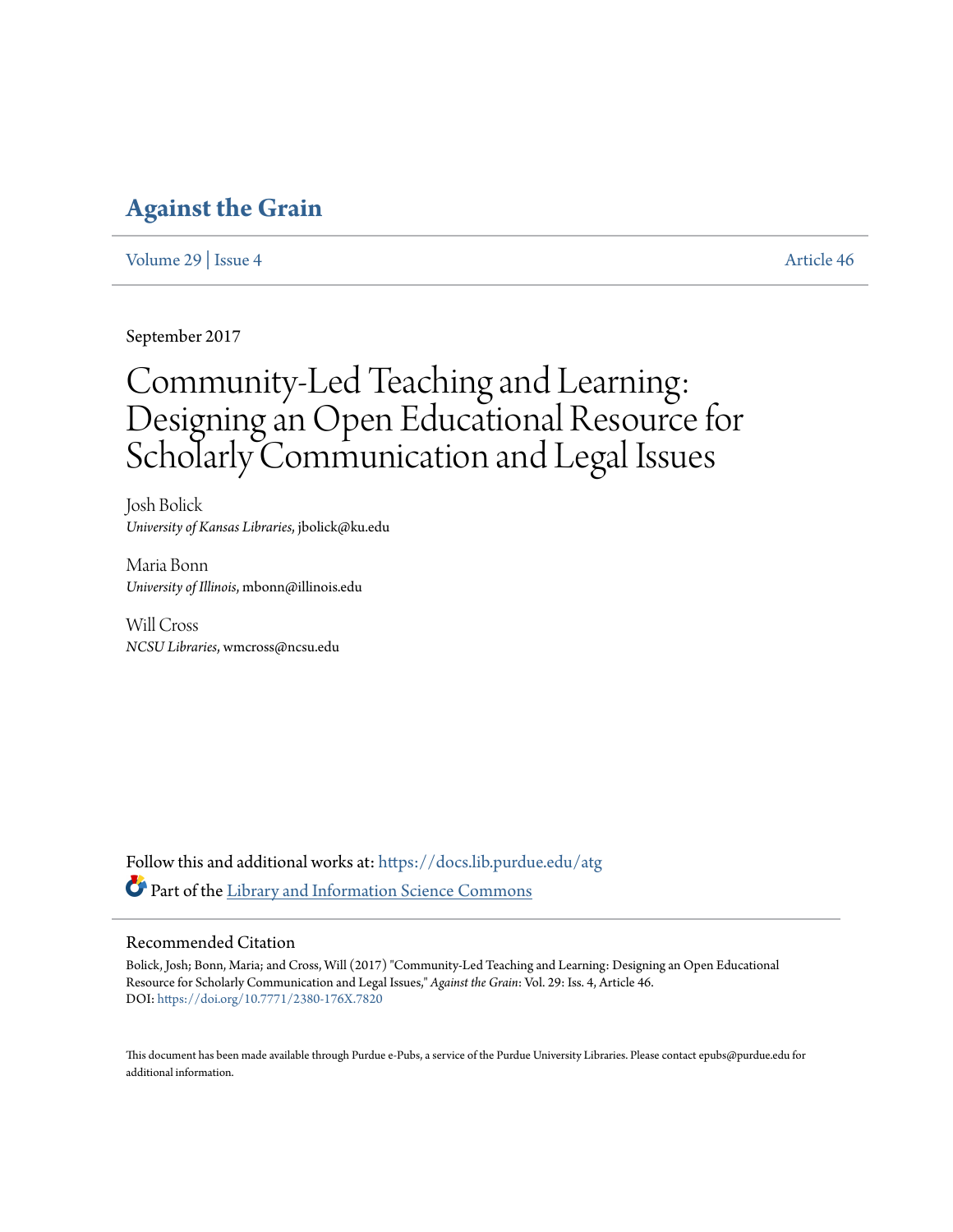# Against the Grain

Volume 29 | Issue 4 Article 46

September 2017

# Community-Led Teaching and Learning: Designing an Open Educational Resource for Scholarly Communication and Legal Issues

Josh Bolick
*University of Kansas Libraries*, jbolick@ku.edu

Maria Bonn
*University of Illinois*, mbonn@illinois.edu

Will Cross
*NCSU Libraries*, wmcross@ncsu.edu

Follow this and additional works at: https://docs.lib.purdue.edu/atg

Part of the Library and Information Science Commons

## Recommended Citation

Bolick, Josh; Bonn, Maria; and Cross, Will (2017) "Community-Led Teaching and Learning: Designing an Open Educational Resource for Scholarly Communication and Legal Issues," *Against the Grain*: Vol. 29: Iss. 4, Article 46.
DOI: https://doi.org/10.7771/2380-176X.7820

This document has been made available through Purdue e-Pubs, a service of the Purdue University Libraries. Please contact epubs@purdue.edu for additional information.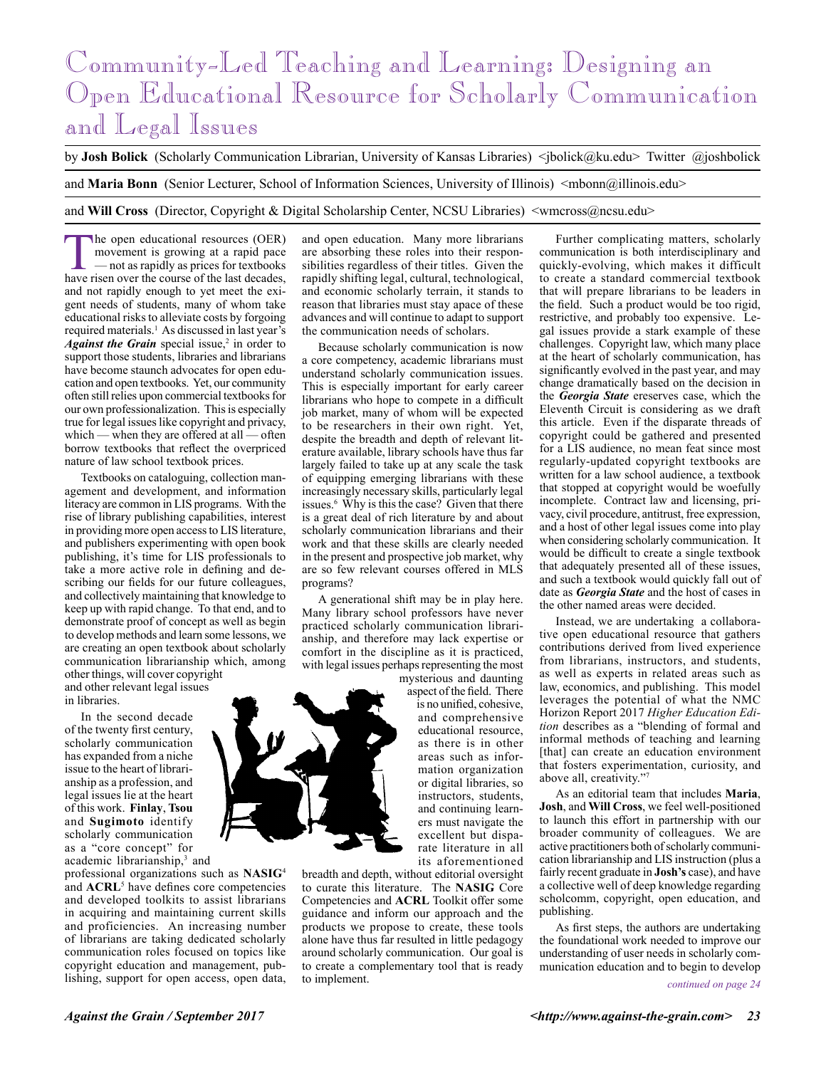# Community-Led Teaching and Learning: Designing an Open Educational Resource for Scholarly Communication and Legal Issues

by **Josh Bolick** (Scholarly Communication Librarian, University of Kansas Libraries) <jbolick@ku.edu> Twitter @joshbolick

and **Maria Bonn** (Senior Lecturer, School of Information Sciences, University of Illinois) <mbonn@illinois.edu>

and **Will Cross** (Director, Copyright & Digital Scholarship Center, NCSU Libraries) <wmcross@ncsu.edu>

The open educational resources (OER) movement is growing at a rapid pace — not as rapidly as prices for textbooks have risen over the course of the last decades, and not rapidly enough to yet meet the exigent needs of students, many of whom take educational risks to alleviate costs by forgoing required materials.[1] As discussed in last year's ***Against the Grain*** special issue,[2] in order to support those students, libraries and librarians have become staunch advocates for open education and open textbooks. Yet, our community often still relies upon commercial textbooks for our own professionalization. This is especially true for legal issues like copyright and privacy, which — when they are offered at all — often borrow textbooks that reflect the overpriced nature of law school textbook prices.

Textbooks on cataloguing, collection management and development, and information literacy are common in LIS programs. With the rise of library publishing capabilities, interest in providing more open access to LIS literature, and publishers experimenting with open book publishing, it's time for LIS professionals to take a more active role in defining and describing our fields for our future colleagues, and collectively maintaining that knowledge to keep up with rapid change. To that end, and to demonstrate proof of concept as well as begin to develop methods and learn some lessons, we are creating an open textbook about scholarly communication librarianship which, among other things, will cover copyright and other relevant legal issues in libraries.

In the second decade of the twenty first century, scholarly communication has expanded from a niche issue to the heart of librarianship as a profession, and legal issues lie at the heart of this work. **Finlay**, **Tsou** and **Sugimoto** identify scholarly communication as a "core concept" for academic librarianship,[3] and professional organizations such as **NASIG**[4] and **ACRL**[5] have defines core competencies and developed toolkits to assist librarians in acquiring and maintaining current skills and proficiencies. An increasing number of librarians are taking dedicated scholarly communication roles focused on topics like copyright education and management, publishing, support for open access, open data, and open education. Many more librarians are absorbing these roles into their responsibilities regardless of their titles. Given the rapidly shifting legal, cultural, technological, and economic scholarly terrain, it stands to reason that libraries must stay apace of these advances and will continue to adapt to support the communication needs of scholars.

Because scholarly communication is now a core competency, academic librarians must understand scholarly communication issues. This is especially important for early career librarians who hope to compete in a difficult job market, many of whom will be expected to be researchers in their own right. Yet, despite the breadth and depth of relevant literature available, library schools have thus far largely failed to take up at any scale the task of equipping emerging librarians with these increasingly necessary skills, particularly legal issues.[6] Why is this the case? Given that there is a great deal of rich literature by and about scholarly communication librarians and their work and that these skills are clearly needed in the present and prospective job market, why are so few relevant courses offered in MLS programs?

A generational shift may be in play here. Many library school professors have never practiced scholarly communication librarianship, and therefore may lack expertise or comfort in the discipline as it is practiced, with legal issues perhaps representing the most mysterious and daunting aspect of the field. There is no unified, cohesive, and comprehensive educational resource, as there is in other areas such as information organization or digital libraries, so instructors, students, and continuing learners must navigate the excellent but disparate literature in all its aforementioned breadth and depth, without editorial oversight to curate this literature. The **NASIG** Core Competencies and **ACRL** Toolkit offer some guidance and inform our approach and the products we propose to create, these tools alone have thus far resulted in little pedagogy around scholarly communication. Our goal is to create a complementary tool that is ready to implement.

Further complicating matters, scholarly communication is both interdisciplinary and quickly-evolving, which makes it difficult to create a standard commercial textbook that will prepare librarians to be leaders in the field. Such a product would be too rigid, restrictive, and probably too expensive. Legal issues provide a stark example of these challenges. Copyright law, which many place at the heart of scholarly communication, has significantly evolved in the past year, and may change dramatically based on the decision in the ***Georgia State*** ereserves case, which the Eleventh Circuit is considering as we draft this article. Even if the disparate threads of copyright could be gathered and presented for a LIS audience, no mean feat since most regularly-updated copyright textbooks are written for a law school audience, a textbook that stopped at copyright would be woefully incomplete. Contract law and licensing, privacy, civil procedure, antitrust, free expression, and a host of other legal issues come into play when considering scholarly communication. It would be difficult to create a single textbook that adequately presented all of these issues, and such a textbook would quickly fall out of date as ***Georgia State*** and the host of cases in the other named areas were decided.

Instead, we are undertaking a collaborative open educational resource that gathers contributions derived from lived experience from librarians, instructors, and students, as well as experts in related areas such as law, economics, and publishing. This model leverages the potential of what the NMC Horizon Report 2017 *Higher Education Edition* describes as a "blending of formal and informal methods of teaching and learning [that] can create an education environment that fosters experimentation, curiosity, and above all, creativity."[7]

As an editorial team that includes **Maria**, **Josh**, and **Will Cross**, we feel well-positioned to launch this effort in partnership with our broader community of colleagues. We are active practitioners both of scholarly communication librarianship and LIS instruction (plus a fairly recent graduate in **Josh's** case), and have a collective well of deep knowledge regarding scholcomm, copyright, open education, and publishing.

As first steps, the authors are undertaking the foundational work needed to improve our understanding of user needs in scholarly communication education and to begin to develop

*continued on page 24*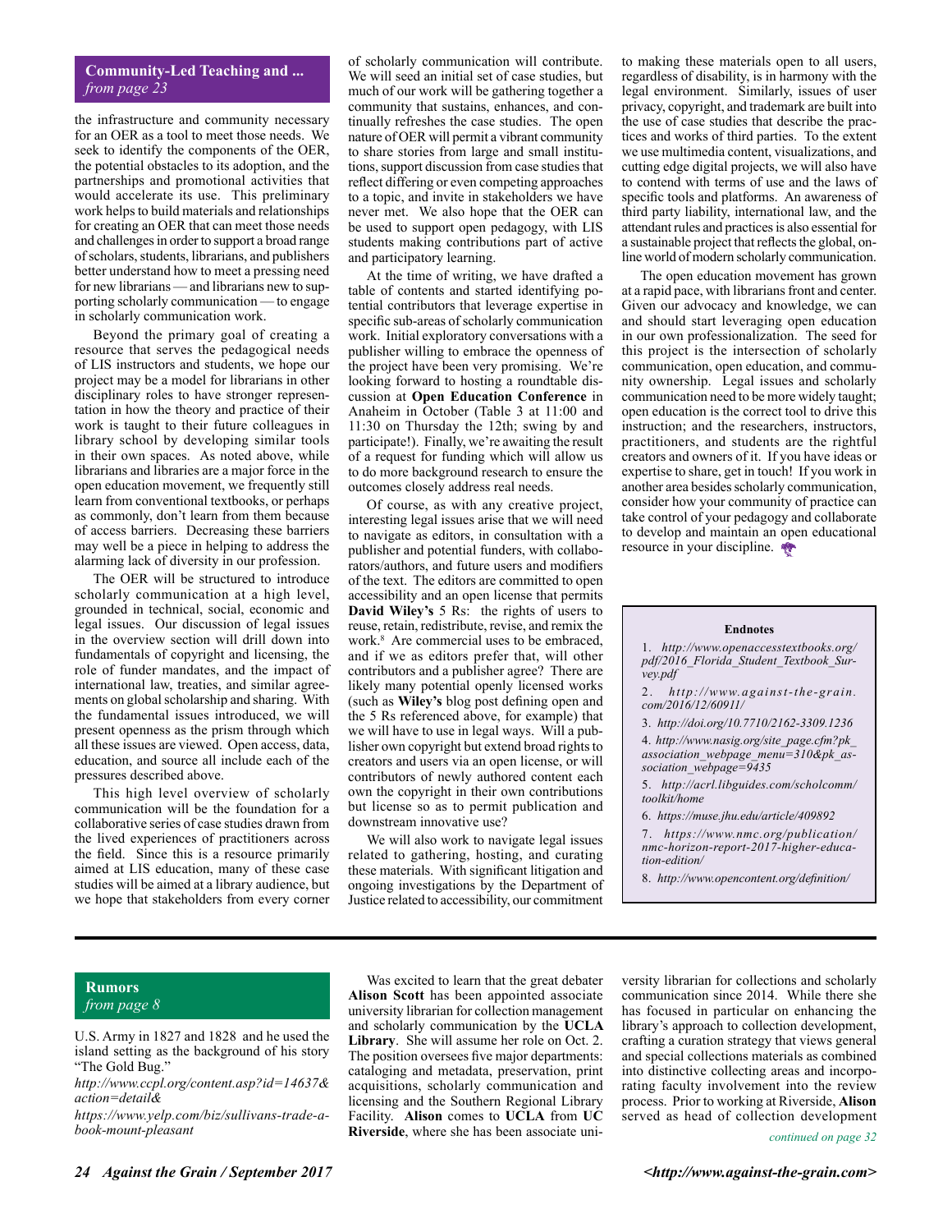### Community-Led Teaching and ...
*from page 23*

the infrastructure and community necessary for an OER as a tool to meet those needs. We seek to identify the components of the OER, the potential obstacles to its adoption, and the partnerships and promotional activities that would accelerate its use. This preliminary work helps to build materials and relationships for creating an OER that can meet those needs and challenges in order to support a broad range of scholars, students, librarians, and publishers better understand how to meet a pressing need for new librarians — and librarians new to supporting scholarly communication — to engage in scholarly communication work.

Beyond the primary goal of creating a resource that serves the pedagogical needs of LIS instructors and students, we hope our project may be a model for librarians in other disciplinary roles to have stronger representation in how the theory and practice of their work is taught to their future colleagues in library school by developing similar tools in their own spaces. As noted above, while librarians and libraries are a major force in the open education movement, we frequently still learn from conventional textbooks, or perhaps as commonly, don't learn from them because of access barriers. Decreasing these barriers may well be a piece in helping to address the alarming lack of diversity in our profession.

The OER will be structured to introduce scholarly communication at a high level, grounded in technical, social, economic and legal issues. Our discussion of legal issues in the overview section will drill down into fundamentals of copyright and licensing, the role of funder mandates, and the impact of international law, treaties, and similar agreements on global scholarship and sharing. With the fundamental issues introduced, we will present openness as the prism through which all these issues are viewed. Open access, data, education, and source all include each of the pressures described above.

This high level overview of scholarly communication will be the foundation for a collaborative series of case studies drawn from the lived experiences of practitioners across the field. Since this is a resource primarily aimed at LIS education, many of these case studies will be aimed at a library audience, but we hope that stakeholders from every corner of scholarly communication will contribute. We will seed an initial set of case studies, but much of our work will be gathering together a community that sustains, enhances, and continually refreshes the case studies. The open nature of OER will permit a vibrant community to share stories from large and small institutions, support discussion from case studies that reflect differing or even competing approaches to a topic, and invite in stakeholders we have never met. We also hope that the OER can be used to support open pedagogy, with LIS students making contributions part of active and participatory learning.

At the time of writing, we have drafted a table of contents and started identifying potential contributors that leverage expertise in specific sub-areas of scholarly communication work. Initial exploratory conversations with a publisher willing to embrace the openness of the project have been very promising. We're looking forward to hosting a roundtable discussion at **Open Education Conference** in Anaheim in October (Table 3 at 11:00 and 11:30 on Thursday the 12th; swing by and participate!). Finally, we're awaiting the result of a request for funding which will allow us to do more background research to ensure the outcomes closely address real needs.

Of course, as with any creative project, interesting legal issues arise that we will need to navigate as editors, in consultation with a publisher and potential funders, with collaborators/authors, and future users and modifiers of the text. The editors are committed to open accessibility and an open license that permits **David Wiley's** 5 Rs: the rights of users to reuse, retain, redistribute, revise, and remix the work.[8] Are commercial uses to be embraced, and if we as editors prefer that, will other contributors and a publisher agree? There are likely many potential openly licensed works (such as **Wiley's** blog post defining open and the 5 Rs referenced above, for example) that we will have to use in legal ways. Will a publisher own copyright but extend broad rights to creators and users via an open license, or will contributors of newly authored content each own the copyright in their own contributions but license so as to permit publication and downstream innovative use?

We will also work to navigate legal issues related to gathering, hosting, and curating these materials. With significant litigation and ongoing investigations by the Department of Justice related to accessibility, our commitment to making these materials open to all users, regardless of disability, is in harmony with the legal environment. Similarly, issues of user privacy, copyright, and trademark are built into the use of case studies that describe the practices and works of third parties. To the extent we use multimedia content, visualizations, and cutting edge digital projects, we will also have to contend with terms of use and the laws of specific tools and platforms. An awareness of third party liability, international law, and the attendant rules and practices is also essential for a sustainable project that reflects the global, online world of modern scholarly communication.

The open education movement has grown at a rapid pace, with librarians front and center. Given our advocacy and knowledge, we can and should start leveraging open education in our own professionalization. The seed for this project is the intersection of scholarly communication, open education, and community ownership. Legal issues and scholarly communication need to be more widely taught; open education is the correct tool to drive this instruction; and the researchers, instructors, practitioners, and students are the rightful creators and owners of it. If you have ideas or expertise to share, get in touch! If you work in another area besides scholarly communication, consider how your community of practice can take control of your pedagogy and collaborate to develop and maintain an open educational resource in your discipline.

#### Endnotes

1. *http://www.openaccesstextbooks.org/pdf/2016_Florida_Student_Textbook_Survey.pdf*
2. *http://www.against-the-grain.com/2016/12/60911/*
3. *http://doi.org/10.7710/2162-3309.1236*
4. *http://www.nasig.org/site_page.cfm?pk_association_webpage_menu=310&pk_association_webpage=9435*
5. *http://acrl.libguides.com/scholcomm/toolkit/home*
6. *https://muse.jhu.edu/article/409892*
7. *https://www.nmc.org/publication/nmc-horizon-report-2017-higher-education-edition/*
8. *http://www.opencontent.org/definition/*

---

### Rumors
*from page 8*

U.S. Army in 1827 and 1828 and he used the island setting as the background of his story "The Gold Bug."

*http://www.ccpl.org/content.asp?id=14637&action=detail&*

*https://www.yelp.com/biz/sullivans-trade-a-book-mount-pleasant*

Was excited to learn that the great debater **Alison Scott** has been appointed associate university librarian for collection management and scholarly communication by the **UCLA Library**. She will assume her role on Oct. 2. The position oversees five major departments: cataloging and metadata, preservation, print acquisitions, scholarly communication and licensing and the Southern Regional Library Facility. **Alison** comes to **UCLA** from **UC Riverside**, where she has been associate university librarian for collections and scholarly communication since 2014. While there she has focused in particular on enhancing the library's approach to collection development, crafting a curation strategy that views general and special collections materials as combined into distinctive collecting areas and incorporating faculty involvement into the review process. Prior to working at Riverside, **Alison** served as head of collection development

*continued on page 32*